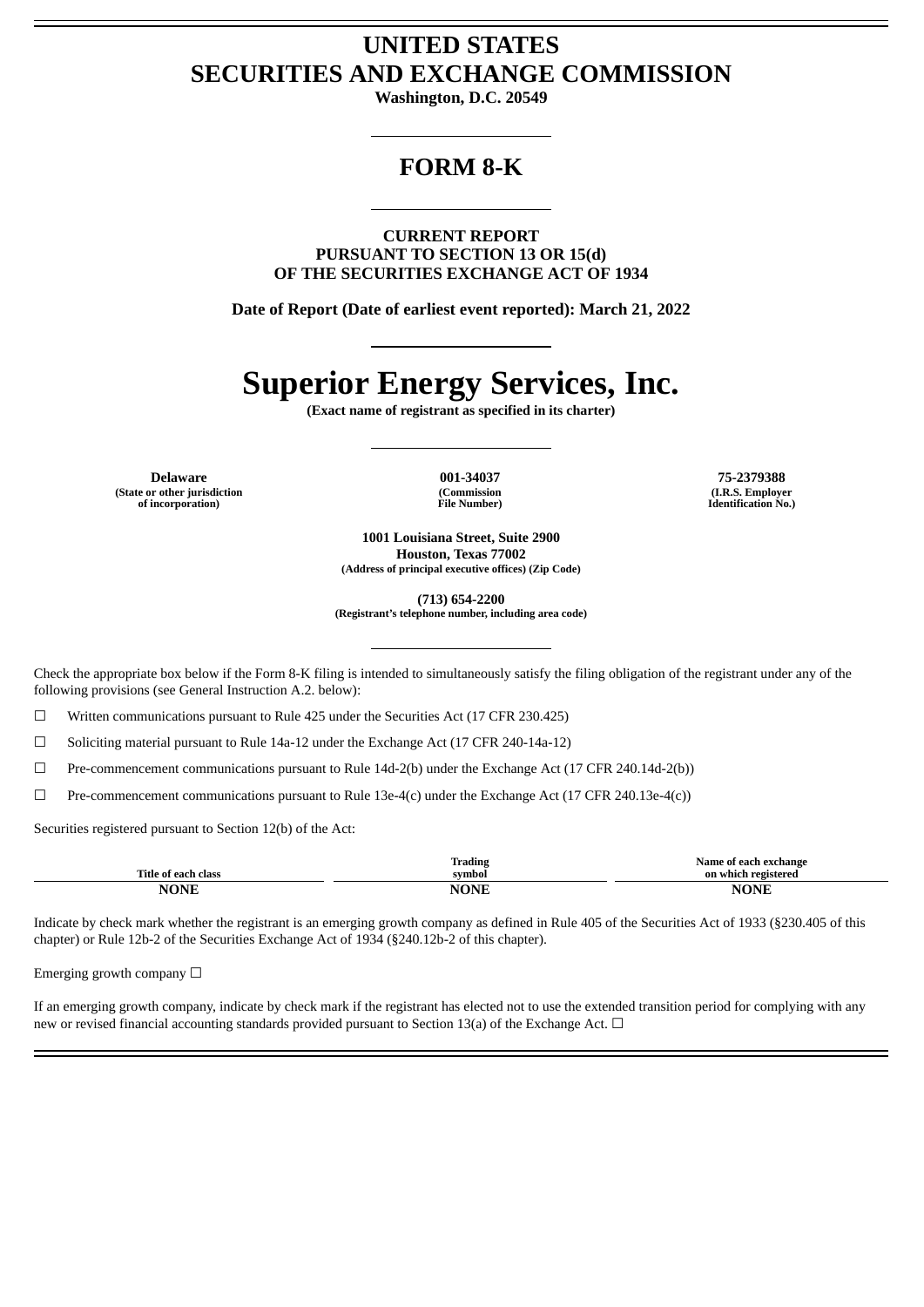# UNITED STATES
# SECURITIES AND EXCHANGE COMMISSION

**Washington, D.C. 20549**

## FORM 8-K

**CURRENT REPORT**
**PURSUANT TO SECTION 13 OR 15(d)**
**OF THE SECURITIES EXCHANGE ACT OF 1934**

**Date of Report (Date of earliest event reported): March 21, 2022**

# Superior Energy Services, Inc.

**(Exact name of registrant as specified in its charter)**

| Delaware | 001-34037 | 75-2379388 |
|---|---|---|
| (State or other jurisdiction of incorporation) | (Commission File Number) | (I.R.S. Employer Identification No.) |

**1001 Louisiana Street, Suite 2900**
**Houston, Texas 77002**
**(Address of principal executive offices) (Zip Code)**

**(713) 654-2200**
**(Registrant's telephone number, including area code)**

Check the appropriate box below if the Form 8-K filing is intended to simultaneously satisfy the filing obligation of the registrant under any of the following provisions (see General Instruction A.2. below):

☐ Written communications pursuant to Rule 425 under the Securities Act (17 CFR 230.425)

☐ Soliciting material pursuant to Rule 14a-12 under the Exchange Act (17 CFR 240-14a-12)

☐ Pre-commencement communications pursuant to Rule 14d-2(b) under the Exchange Act (17 CFR 240.14d-2(b))

☐ Pre-commencement communications pursuant to Rule 13e-4(c) under the Exchange Act (17 CFR 240.13e-4(c))

Securities registered pursuant to Section 12(b) of the Act:

| Title of each class | Trading symbol | Name of each exchange on which registered |
|---|---|---|
| NONE | NONE | NONE |

Indicate by check mark whether the registrant is an emerging growth company as defined in Rule 405 of the Securities Act of 1933 (§230.405 of this chapter) or Rule 12b-2 of the Securities Exchange Act of 1934 (§240.12b-2 of this chapter).

Emerging growth company ☐

If an emerging growth company, indicate by check mark if the registrant has elected not to use the extended transition period for complying with any new or revised financial accounting standards provided pursuant to Section 13(a) of the Exchange Act. ☐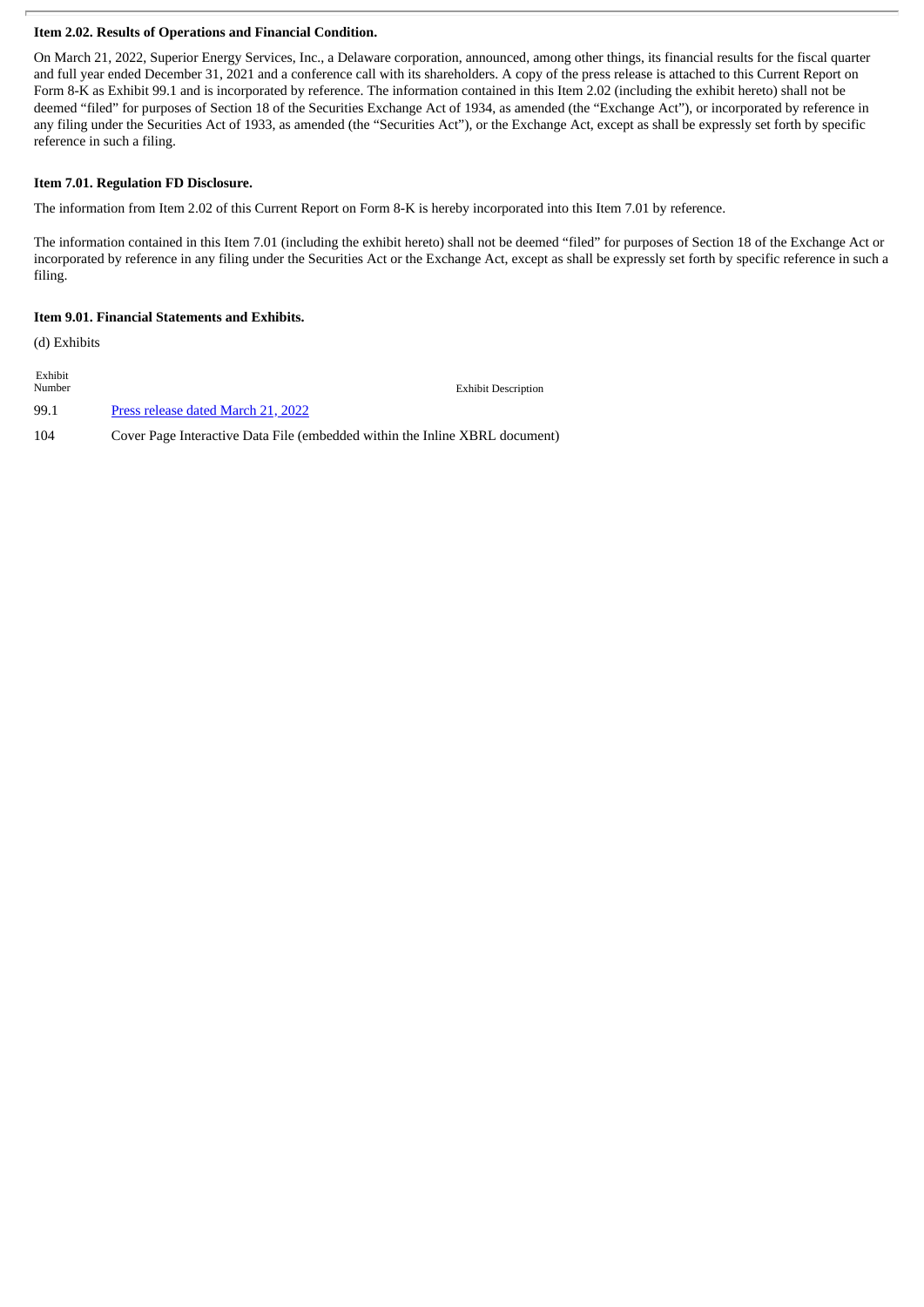**Item 2.02. Results of Operations and Financial Condition.**

On March 21, 2022, Superior Energy Services, Inc., a Delaware corporation, announced, among other things, its financial results for the fiscal quarter and full year ended December 31, 2021 and a conference call with its shareholders. A copy of the press release is attached to this Current Report on Form 8-K as Exhibit 99.1 and is incorporated by reference. The information contained in this Item 2.02 (including the exhibit hereto) shall not be deemed "filed" for purposes of Section 18 of the Securities Exchange Act of 1934, as amended (the "Exchange Act"), or incorporated by reference in any filing under the Securities Act of 1933, as amended (the "Securities Act"), or the Exchange Act, except as shall be expressly set forth by specific reference in such a filing.

**Item 7.01. Regulation FD Disclosure.**

The information from Item 2.02 of this Current Report on Form 8-K is hereby incorporated into this Item 7.01 by reference.

The information contained in this Item 7.01 (including the exhibit hereto) shall not be deemed "filed" for purposes of Section 18 of the Exchange Act or incorporated by reference in any filing under the Securities Act or the Exchange Act, except as shall be expressly set forth by specific reference in such a filing.

**Item 9.01. Financial Statements and Exhibits.**

(d) Exhibits

| Exhibit Number | Exhibit Description |
|---|---|
| 99.1 | Press release dated March 21, 2022 |
| 104 | Cover Page Interactive Data File (embedded within the Inline XBRL document) |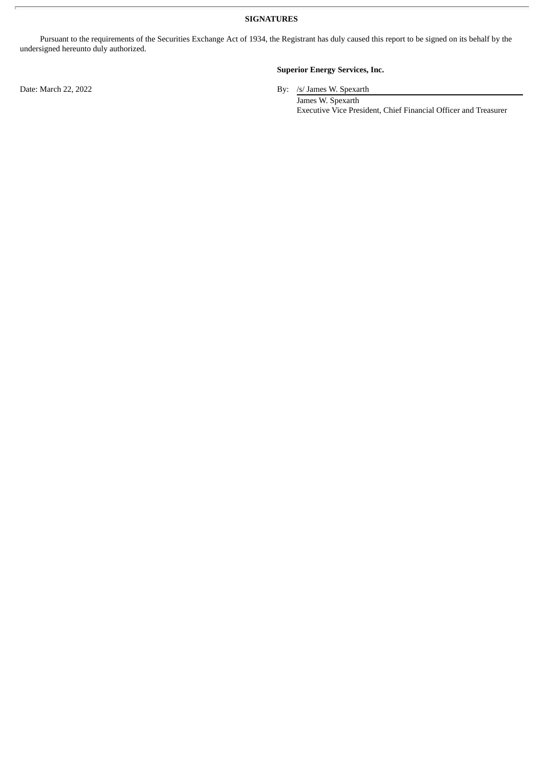**SIGNATURES**

Pursuant to the requirements of the Securities Exchange Act of 1934, the Registrant has duly caused this report to be signed on its behalf by the undersigned hereunto duly authorized.

**Superior Energy Services, Inc.**

Date: March 22, 2022

By: /s/ James W. Spexarth

James W. Spexarth

Executive Vice President, Chief Financial Officer and Treasurer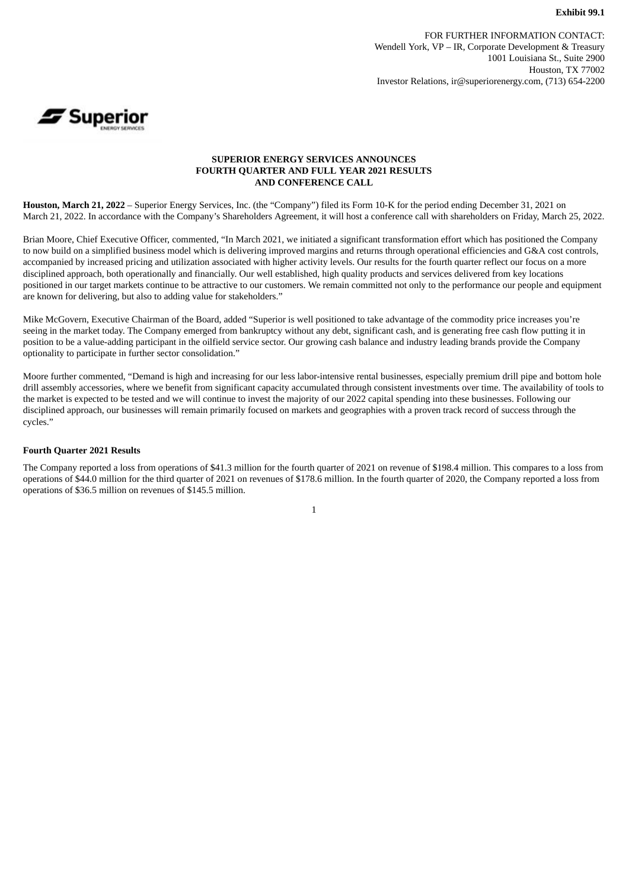**Exhibit 99.1**

FOR FURTHER INFORMATION CONTACT:
Wendell York, VP – IR, Corporate Development & Treasury
1001 Louisiana St., Suite 2900
Houston, TX 77002
Investor Relations, ir@superiorenergy.com, (713) 654-2200

**SUPERIOR ENERGY SERVICES ANNOUNCES FOURTH QUARTER AND FULL YEAR 2021 RESULTS AND CONFERENCE CALL**

**Houston, March 21, 2022** – Superior Energy Services, Inc. (the "Company") filed its Form 10-K for the period ending December 31, 2021 on March 21, 2022. In accordance with the Company's Shareholders Agreement, it will host a conference call with shareholders on Friday, March 25, 2022.

Brian Moore, Chief Executive Officer, commented, "In March 2021, we initiated a significant transformation effort which has positioned the Company to now build on a simplified business model which is delivering improved margins and returns through operational efficiencies and G&A cost controls, accompanied by increased pricing and utilization associated with higher activity levels. Our results for the fourth quarter reflect our focus on a more disciplined approach, both operationally and financially. Our well established, high quality products and services delivered from key locations positioned in our target markets continue to be attractive to our customers. We remain committed not only to the performance our people and equipment are known for delivering, but also to adding value for stakeholders."

Mike McGovern, Executive Chairman of the Board, added "Superior is well positioned to take advantage of the commodity price increases you're seeing in the market today. The Company emerged from bankruptcy without any debt, significant cash, and is generating free cash flow putting it in position to be a value-adding participant in the oilfield service sector. Our growing cash balance and industry leading brands provide the Company optionality to participate in further sector consolidation."

Moore further commented, "Demand is high and increasing for our less labor-intensive rental businesses, especially premium drill pipe and bottom hole drill assembly accessories, where we benefit from significant capacity accumulated through consistent investments over time. The availability of tools to the market is expected to be tested and we will continue to invest the majority of our 2022 capital spending into these businesses. Following our disciplined approach, our businesses will remain primarily focused on markets and geographies with a proven track record of success through the cycles."

**Fourth Quarter 2021 Results**

The Company reported a loss from operations of $41.3 million for the fourth quarter of 2021 on revenue of $198.4 million. This compares to a loss from operations of $44.0 million for the third quarter of 2021 on revenues of $178.6 million. In the fourth quarter of 2020, the Company reported a loss from operations of $36.5 million on revenues of $145.5 million.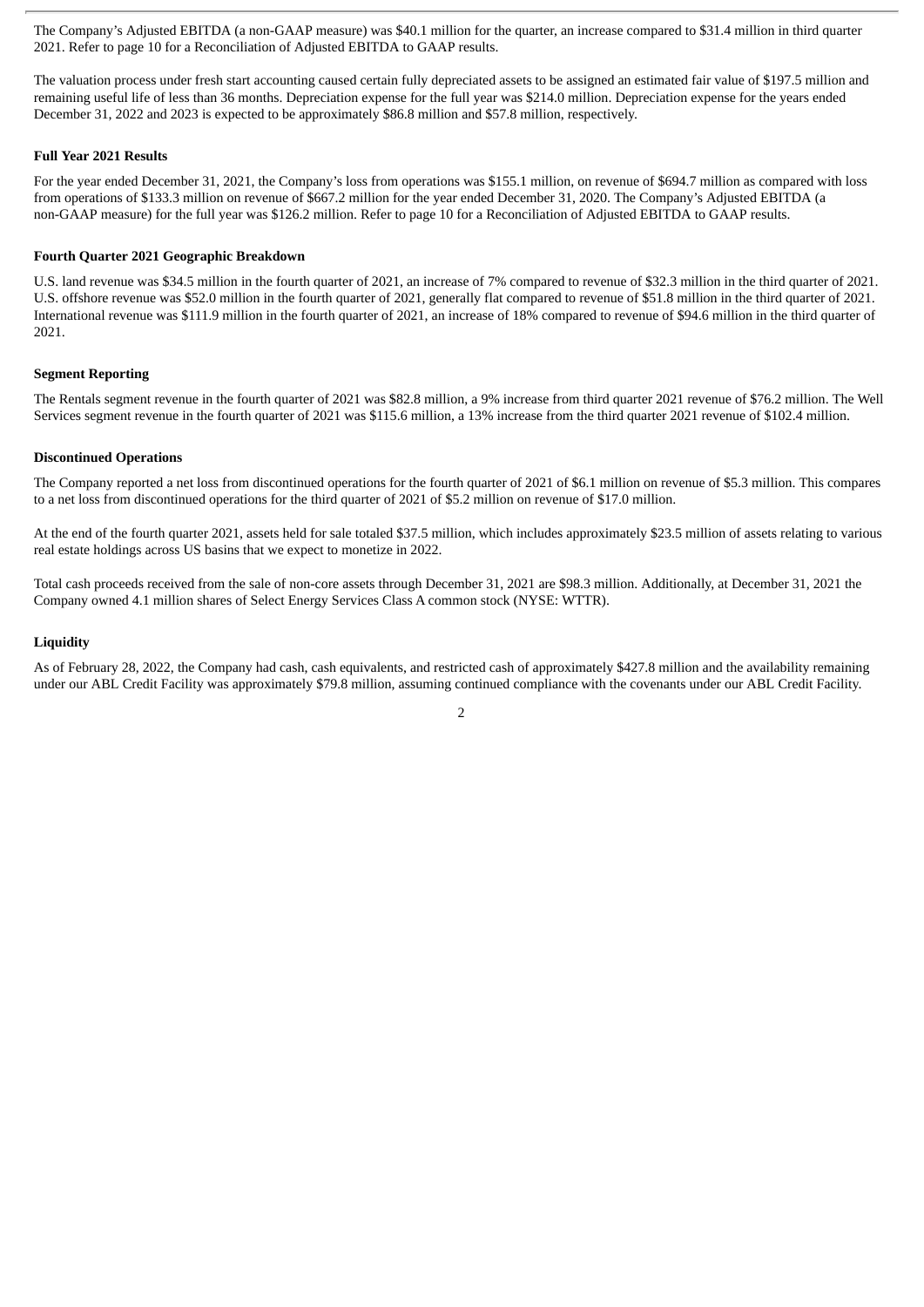The Company's Adjusted EBITDA (a non-GAAP measure) was $40.1 million for the quarter, an increase compared to $31.4 million in third quarter 2021. Refer to page 10 for a Reconciliation of Adjusted EBITDA to GAAP results.

The valuation process under fresh start accounting caused certain fully depreciated assets to be assigned an estimated fair value of $197.5 million and remaining useful life of less than 36 months. Depreciation expense for the full year was $214.0 million. Depreciation expense for the years ended December 31, 2022 and 2023 is expected to be approximately $86.8 million and $57.8 million, respectively.

**Full Year 2021 Results**

For the year ended December 31, 2021, the Company's loss from operations was $155.1 million, on revenue of $694.7 million as compared with loss from operations of $133.3 million on revenue of $667.2 million for the year ended December 31, 2020. The Company's Adjusted EBITDA (a non-GAAP measure) for the full year was $126.2 million. Refer to page 10 for a Reconciliation of Adjusted EBITDA to GAAP results.

**Fourth Quarter 2021 Geographic Breakdown**

U.S. land revenue was $34.5 million in the fourth quarter of 2021, an increase of 7% compared to revenue of $32.3 million in the third quarter of 2021. U.S. offshore revenue was $52.0 million in the fourth quarter of 2021, generally flat compared to revenue of $51.8 million in the third quarter of 2021. International revenue was $111.9 million in the fourth quarter of 2021, an increase of 18% compared to revenue of $94.6 million in the third quarter of 2021.

**Segment Reporting**

The Rentals segment revenue in the fourth quarter of 2021 was $82.8 million, a 9% increase from third quarter 2021 revenue of $76.2 million. The Well Services segment revenue in the fourth quarter of 2021 was $115.6 million, a 13% increase from the third quarter 2021 revenue of $102.4 million.

**Discontinued Operations**

The Company reported a net loss from discontinued operations for the fourth quarter of 2021 of $6.1 million on revenue of $5.3 million. This compares to a net loss from discontinued operations for the third quarter of 2021 of $5.2 million on revenue of $17.0 million.

At the end of the fourth quarter 2021, assets held for sale totaled $37.5 million, which includes approximately $23.5 million of assets relating to various real estate holdings across US basins that we expect to monetize in 2022.

Total cash proceeds received from the sale of non-core assets through December 31, 2021 are $98.3 million. Additionally, at December 31, 2021 the Company owned 4.1 million shares of Select Energy Services Class A common stock (NYSE: WTTR).

**Liquidity**

As of February 28, 2022, the Company had cash, cash equivalents, and restricted cash of approximately $427.8 million and the availability remaining under our ABL Credit Facility was approximately $79.8 million, assuming continued compliance with the covenants under our ABL Credit Facility.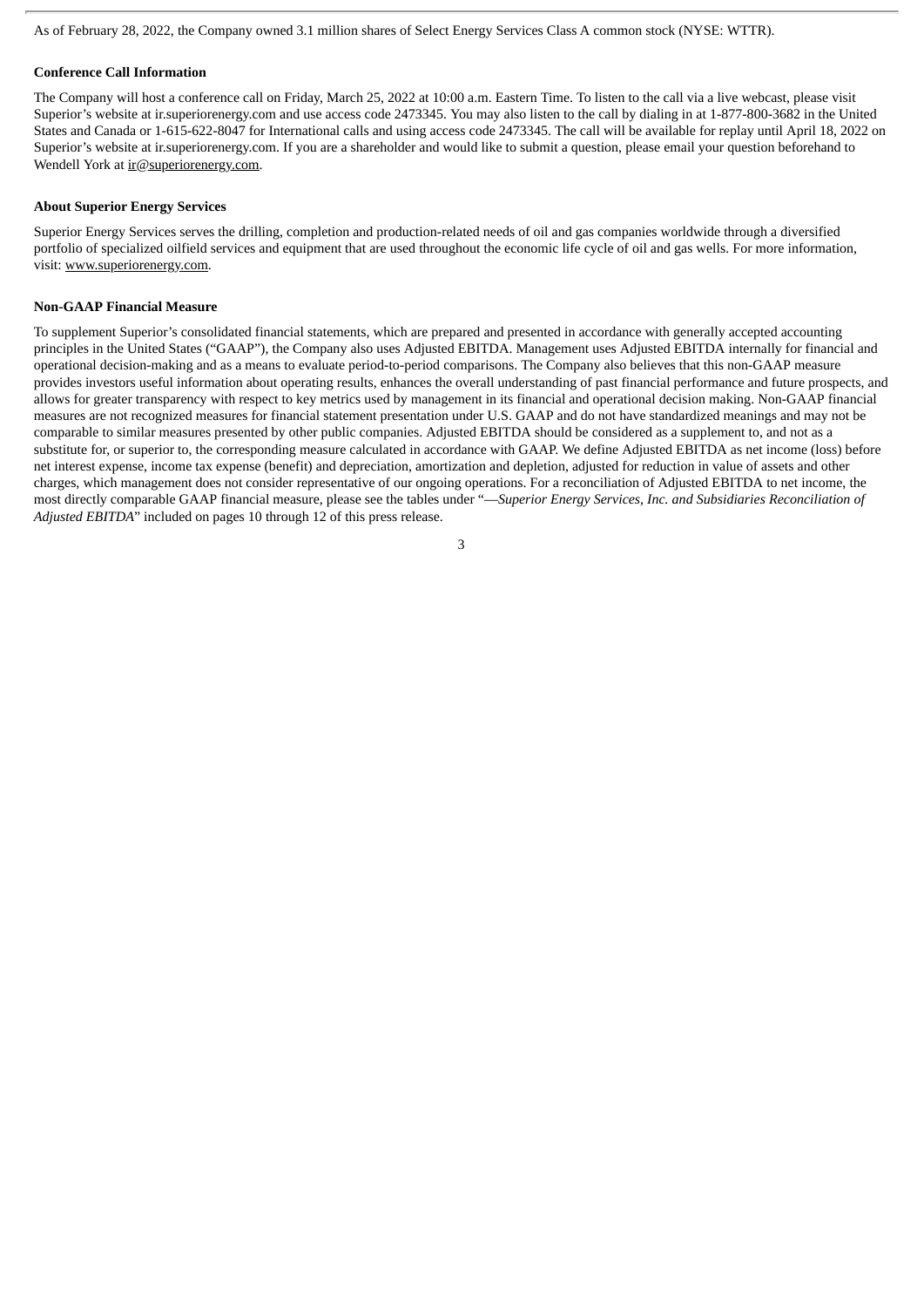As of February 28, 2022, the Company owned 3.1 million shares of Select Energy Services Class A common stock (NYSE: WTTR).

**Conference Call Information**

The Company will host a conference call on Friday, March 25, 2022 at 10:00 a.m. Eastern Time. To listen to the call via a live webcast, please visit Superior's website at ir.superiorenergy.com and use access code 2473345. You may also listen to the call by dialing in at 1-877-800-3682 in the United States and Canada or 1-615-622-8047 for International calls and using access code 2473345. The call will be available for replay until April 18, 2022 on Superior's website at ir.superiorenergy.com. If you are a shareholder and would like to submit a question, please email your question beforehand to Wendell York at ir@superiorenergy.com.

**About Superior Energy Services**

Superior Energy Services serves the drilling, completion and production-related needs of oil and gas companies worldwide through a diversified portfolio of specialized oilfield services and equipment that are used throughout the economic life cycle of oil and gas wells. For more information, visit: www.superiorenergy.com.

**Non-GAAP Financial Measure**

To supplement Superior's consolidated financial statements, which are prepared and presented in accordance with generally accepted accounting principles in the United States ("GAAP"), the Company also uses Adjusted EBITDA. Management uses Adjusted EBITDA internally for financial and operational decision-making and as a means to evaluate period-to-period comparisons. The Company also believes that this non-GAAP measure provides investors useful information about operating results, enhances the overall understanding of past financial performance and future prospects, and allows for greater transparency with respect to key metrics used by management in its financial and operational decision making. Non-GAAP financial measures are not recognized measures for financial statement presentation under U.S. GAAP and do not have standardized meanings and may not be comparable to similar measures presented by other public companies. Adjusted EBITDA should be considered as a supplement to, and not as a substitute for, or superior to, the corresponding measure calculated in accordance with GAAP. We define Adjusted EBITDA as net income (loss) before net interest expense, income tax expense (benefit) and depreciation, amortization and depletion, adjusted for reduction in value of assets and other charges, which management does not consider representative of our ongoing operations. For a reconciliation of Adjusted EBITDA to net income, the most directly comparable GAAP financial measure, please see the tables under "*—Superior Energy Services, Inc. and Subsidiaries Reconciliation of Adjusted EBITDA*" included on pages 10 through 12 of this press release.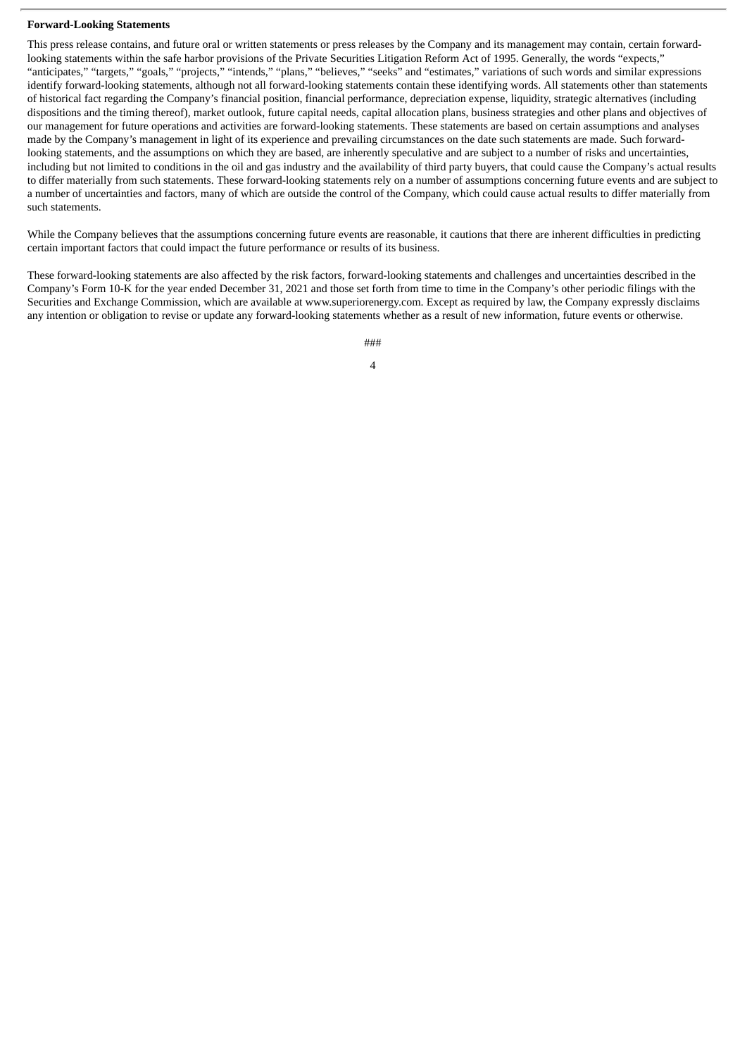**Forward-Looking Statements**

This press release contains, and future oral or written statements or press releases by the Company and its management may contain, certain forward-looking statements within the safe harbor provisions of the Private Securities Litigation Reform Act of 1995. Generally, the words "expects," "anticipates," "targets," "goals," "projects," "intends," "plans," "believes," "seeks" and "estimates," variations of such words and similar expressions identify forward-looking statements, although not all forward-looking statements contain these identifying words. All statements other than statements of historical fact regarding the Company's financial position, financial performance, depreciation expense, liquidity, strategic alternatives (including dispositions and the timing thereof), market outlook, future capital needs, capital allocation plans, business strategies and other plans and objectives of our management for future operations and activities are forward-looking statements. These statements are based on certain assumptions and analyses made by the Company's management in light of its experience and prevailing circumstances on the date such statements are made. Such forward-looking statements, and the assumptions on which they are based, are inherently speculative and are subject to a number of risks and uncertainties, including but not limited to conditions in the oil and gas industry and the availability of third party buyers, that could cause the Company's actual results to differ materially from such statements. These forward-looking statements rely on a number of assumptions concerning future events and are subject to a number of uncertainties and factors, many of which are outside the control of the Company, which could cause actual results to differ materially from such statements.

While the Company believes that the assumptions concerning future events are reasonable, it cautions that there are inherent difficulties in predicting certain important factors that could impact the future performance or results of its business.

These forward-looking statements are also affected by the risk factors, forward-looking statements and challenges and uncertainties described in the Company's Form 10-K for the year ended December 31, 2021 and those set forth from time to time in the Company's other periodic filings with the Securities and Exchange Commission, which are available at www.superiorenergy.com. Except as required by law, the Company expressly disclaims any intention or obligation to revise or update any forward-looking statements whether as a result of new information, future events or otherwise.

###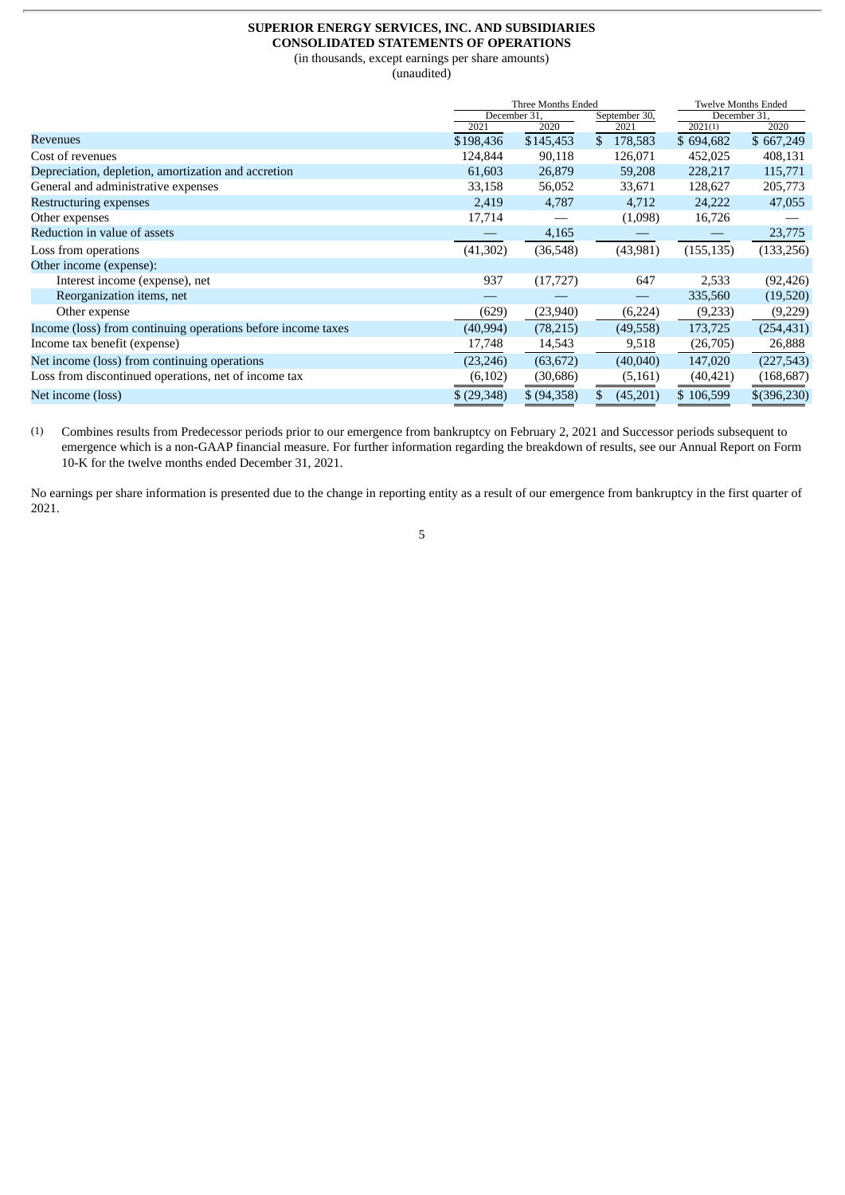**SUPERIOR ENERGY SERVICES, INC. AND SUBSIDIARIES**
**CONSOLIDATED STATEMENTS OF OPERATIONS**
(in thousands, except earnings per share amounts)
(unaudited)

| | Three Months Ended | | | Twelve Months Ended | |
|---|---|---|---|---|---|
| | December 31, | | September 30, | December 31, | |
| | 2021 | 2020 | 2021 | 2021(1) | 2020 |
| Revenues | $198,436 | $145,453 | $ 178,583 | $ 694,682 | $ 667,249 |
| Cost of revenues | 124,844 | 90,118 | 126,071 | 452,025 | 408,131 |
| Depreciation, depletion, amortization and accretion | 61,603 | 26,879 | 59,208 | 228,217 | 115,771 |
| General and administrative expenses | 33,158 | 56,052 | 33,671 | 128,627 | 205,773 |
| Restructuring expenses | 2,419 | 4,787 | 4,712 | 24,222 | 47,055 |
| Other expenses | 17,714 | — | (1,098) | 16,726 | — |
| Reduction in value of assets | — | 4,165 | — | — | 23,775 |
| Loss from operations | (41,302) | (36,548) | (43,981) | (155,135) | (133,256) |
| Other income (expense): | | | | | |
| Interest income (expense), net | 937 | (17,727) | 647 | 2,533 | (92,426) |
| Reorganization items, net | — | — | — | 335,560 | (19,520) |
| Other expense | (629) | (23,940) | (6,224) | (9,233) | (9,229) |
| Income (loss) from continuing operations before income taxes | (40,994) | (78,215) | (49,558) | 173,725 | (254,431) |
| Income tax benefit (expense) | 17,748 | 14,543 | 9,518 | (26,705) | 26,888 |
| Net income (loss) from continuing operations | (23,246) | (63,672) | (40,040) | 147,020 | (227,543) |
| Loss from discontinued operations, net of income tax | (6,102) | (30,686) | (5,161) | (40,421) | (168,687) |
| Net income (loss) | $ (29,348) | $ (94,358) | $ (45,201) | $ 106,599 | $(396,230) |

(1) Combines results from Predecessor periods prior to our emergence from bankruptcy on February 2, 2021 and Successor periods subsequent to emergence which is a non-GAAP financial measure. For further information regarding the breakdown of results, see our Annual Report on Form 10-K for the twelve months ended December 31, 2021.

No earnings per share information is presented due to the change in reporting entity as a result of our emergence from bankruptcy in the first quarter of 2021.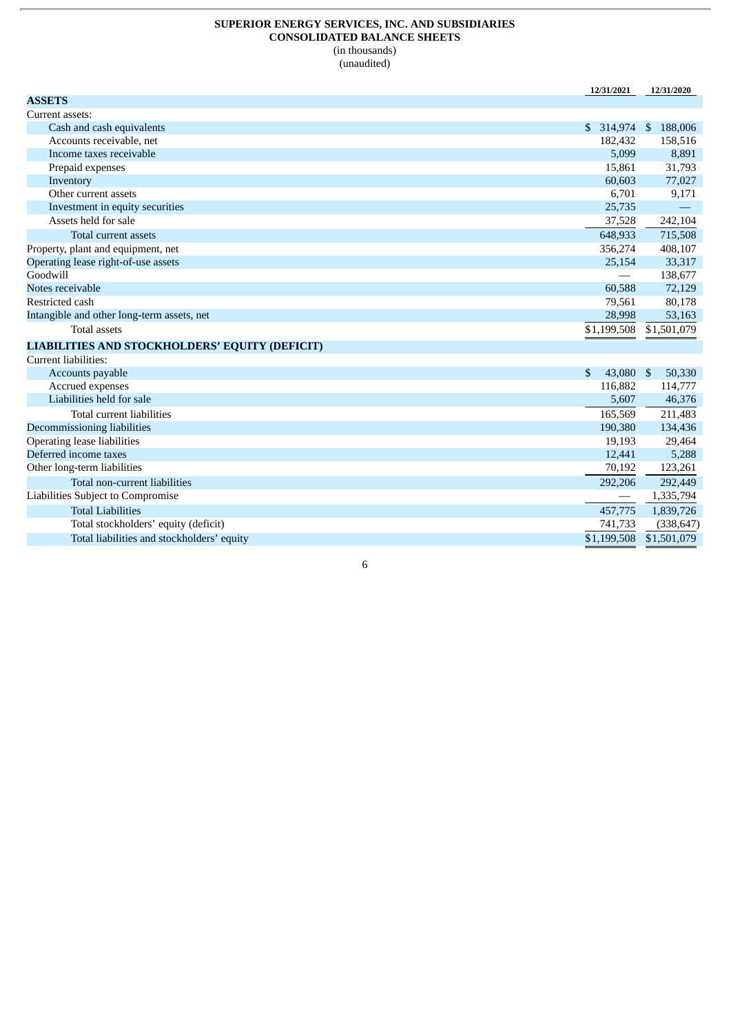**SUPERIOR ENERGY SERVICES, INC. AND SUBSIDIARIES**
**CONSOLIDATED BALANCE SHEETS**
(in thousands)
(unaudited)

| | 12/31/2021 | 12/31/2020 |
|---|---|---|
| **ASSETS** | | |
| Current assets: | | |
| Cash and cash equivalents | $ 314,974 | $ 188,006 |
| Accounts receivable, net | 182,432 | 158,516 |
| Income taxes receivable | 5,099 | 8,891 |
| Prepaid expenses | 15,861 | 31,793 |
| Inventory | 60,603 | 77,027 |
| Other current assets | 6,701 | 9,171 |
| Investment in equity securities | 25,735 | — |
| Assets held for sale | 37,528 | 242,104 |
| Total current assets | 648,933 | 715,508 |
| Property, plant and equipment, net | 356,274 | 408,107 |
| Operating lease right-of-use assets | 25,154 | 33,317 |
| Goodwill | — | 138,677 |
| Notes receivable | 60,588 | 72,129 |
| Restricted cash | 79,561 | 80,178 |
| Intangible and other long-term assets, net | 28,998 | 53,163 |
| Total assets | $1,199,508 | $1,501,079 |
| **LIABILITIES AND STOCKHOLDERS' EQUITY (DEFICIT)** | | |
| Current liabilities: | | |
| Accounts payable | $ 43,080 | $ 50,330 |
| Accrued expenses | 116,882 | 114,777 |
| Liabilities held for sale | 5,607 | 46,376 |
| Total current liabilities | 165,569 | 211,483 |
| Decommissioning liabilities | 190,380 | 134,436 |
| Operating lease liabilities | 19,193 | 29,464 |
| Deferred income taxes | 12,441 | 5,288 |
| Other long-term liabilities | 70,192 | 123,261 |
| Total non-current liabilities | 292,206 | 292,449 |
| Liabilities Subject to Compromise | — | 1,335,794 |
| Total Liabilities | 457,775 | 1,839,726 |
| Total stockholders' equity (deficit) | 741,733 | (338,647) |
| Total liabilities and stockholders' equity | $1,199,508 | $1,501,079 |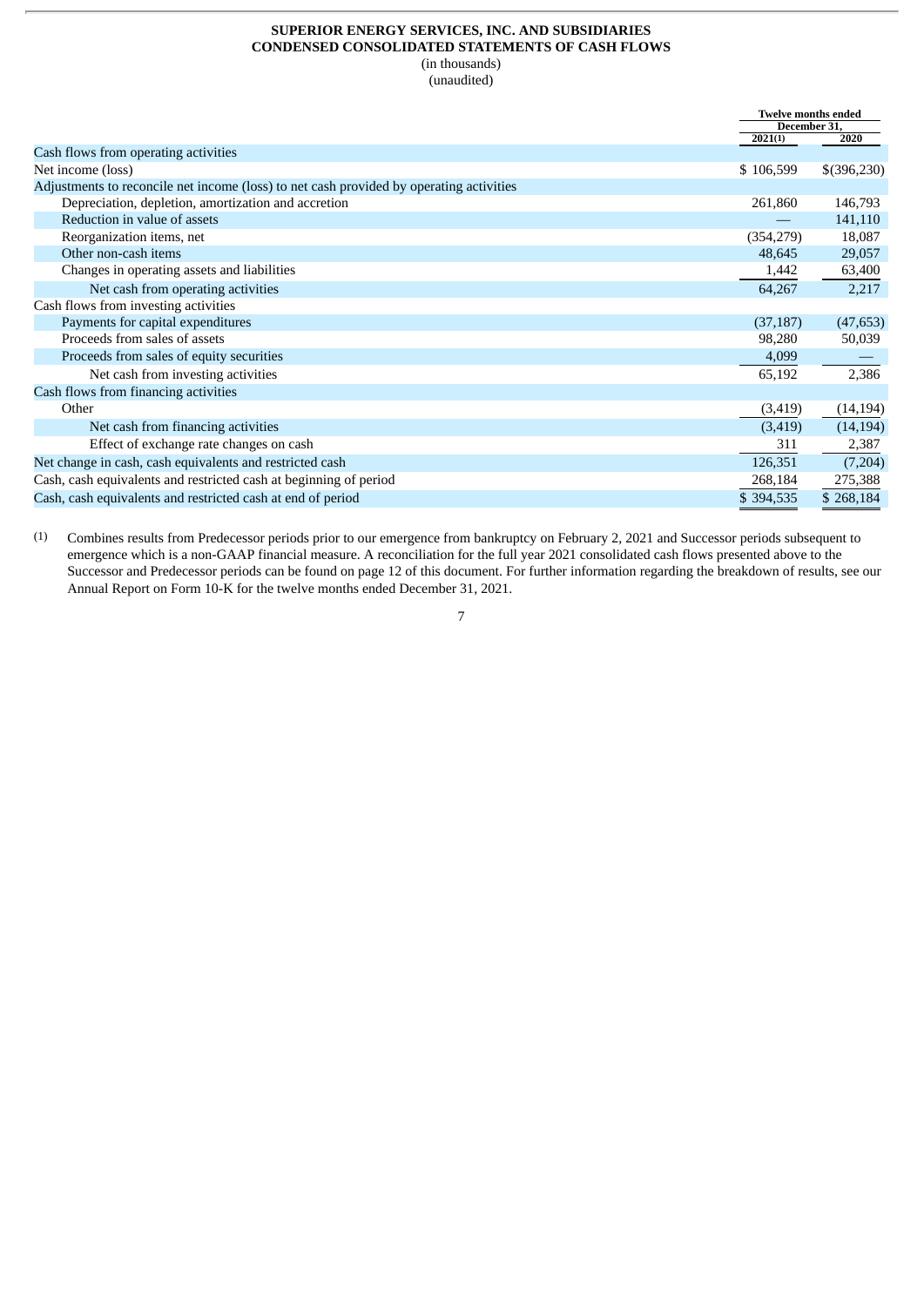**SUPERIOR ENERGY SERVICES, INC. AND SUBSIDIARIES**
**CONDENSED CONSOLIDATED STATEMENTS OF CASH FLOWS**
(in thousands)
(unaudited)

| | Twelve months ended December 31, | |
|---|---|---|
| | 2021(1) | 2020 |
| Cash flows from operating activities | | |
| Net income (loss) | $ 106,599 | $(396,230) |
| Adjustments to reconcile net income (loss) to net cash provided by operating activities | | |
| Depreciation, depletion, amortization and accretion | 261,860 | 146,793 |
| Reduction in value of assets | — | 141,110 |
| Reorganization items, net | (354,279) | 18,087 |
| Other non-cash items | 48,645 | 29,057 |
| Changes in operating assets and liabilities | 1,442 | 63,400 |
| Net cash from operating activities | 64,267 | 2,217 |
| Cash flows from investing activities | | |
| Payments for capital expenditures | (37,187) | (47,653) |
| Proceeds from sales of assets | 98,280 | 50,039 |
| Proceeds from sales of equity securities | 4,099 | — |
| Net cash from investing activities | 65,192 | 2,386 |
| Cash flows from financing activities | | |
| Other | (3,419) | (14,194) |
| Net cash from financing activities | (3,419) | (14,194) |
| Effect of exchange rate changes on cash | 311 | 2,387 |
| Net change in cash, cash equivalents and restricted cash | 126,351 | (7,204) |
| Cash, cash equivalents and restricted cash at beginning of period | 268,184 | 275,388 |
| Cash, cash equivalents and restricted cash at end of period | $ 394,535 | $ 268,184 |

(1) Combines results from Predecessor periods prior to our emergence from bankruptcy on February 2, 2021 and Successor periods subsequent to emergence which is a non-GAAP financial measure. A reconciliation for the full year 2021 consolidated cash flows presented above to the Successor and Predecessor periods can be found on page 12 of this document. For further information regarding the breakdown of results, see our Annual Report on Form 10-K for the twelve months ended December 31, 2021.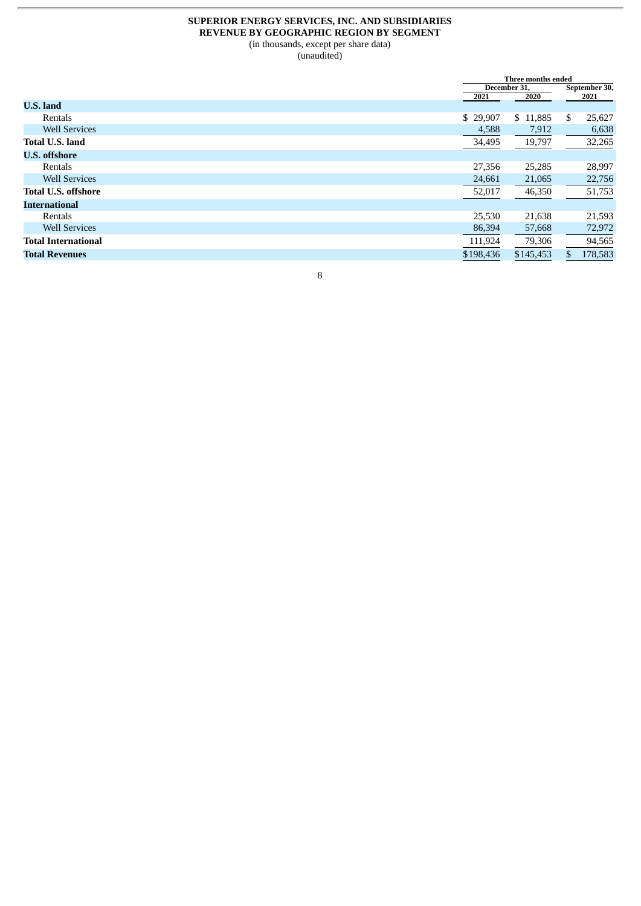**SUPERIOR ENERGY SERVICES, INC. AND SUBSIDIARIES**
**REVENUE BY GEOGRAPHIC REGION BY SEGMENT**
(in thousands, except per share data)
(unaudited)

| | Three months ended | | |
|---|---|---|---|
| | December 31, | | September 30, |
| | 2021 | 2020 | 2021 |
| **U.S. land** | | | |
| Rentals | $ 29,907 | $ 11,885 | $ 25,627 |
| Well Services | 4,588 | 7,912 | 6,638 |
| **Total U.S. land** | 34,495 | 19,797 | 32,265 |
| **U.S. offshore** | | | |
| Rentals | 27,356 | 25,285 | 28,997 |
| Well Services | 24,661 | 21,065 | 22,756 |
| **Total U.S. offshore** | 52,017 | 46,350 | 51,753 |
| **International** | | | |
| Rentals | 25,530 | 21,638 | 21,593 |
| Well Services | 86,394 | 57,668 | 72,972 |
| **Total International** | 111,924 | 79,306 | 94,565 |
| **Total Revenues** | $198,436 | $145,453 | $ 178,583 |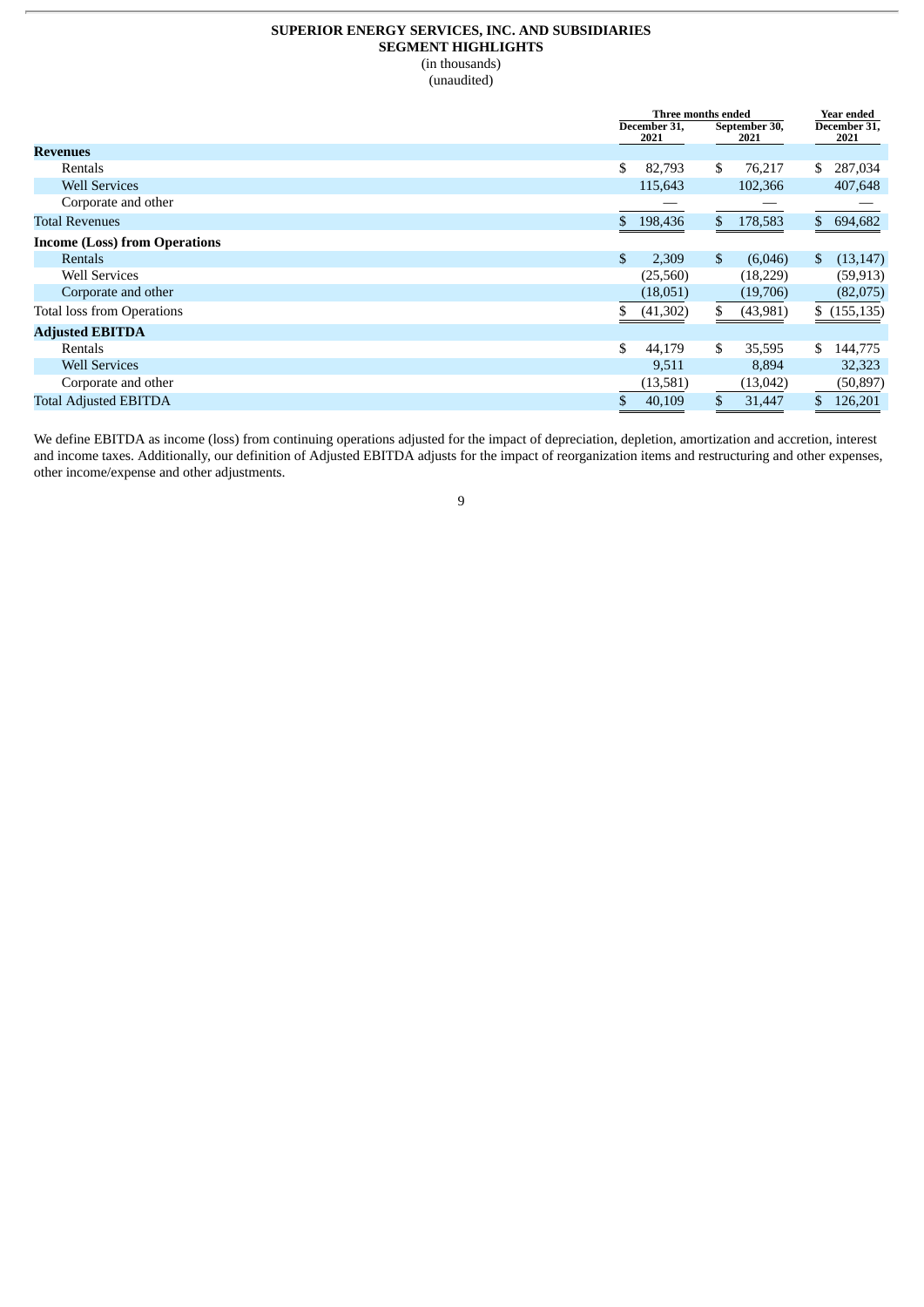**SUPERIOR ENERGY SERVICES, INC. AND SUBSIDIARIES**
**SEGMENT HIGHLIGHTS**
(in thousands)
(unaudited)

| | Three months ended | | Year ended |
|---|---|---|---|
| | December 31, 2021 | September 30, 2021 | December 31, 2021 |
| **Revenues** | | | |
| Rentals | $ 82,793 | $ 76,217 | $ 287,034 |
| Well Services | 115,643 | 102,366 | 407,648 |
| Corporate and other | — | — | — |
| Total Revenues | $ 198,436 | $ 178,583 | $ 694,682 |
| **Income (Loss) from Operations** | | | |
| Rentals | $ 2,309 | $ (6,046) | $ (13,147) |
| Well Services | (25,560) | (18,229) | (59,913) |
| Corporate and other | (18,051) | (19,706) | (82,075) |
| Total loss from Operations | $ (41,302) | $ (43,981) | $ (155,135) |
| **Adjusted EBITDA** | | | |
| Rentals | $ 44,179 | $ 35,595 | $ 144,775 |
| Well Services | 9,511 | 8,894 | 32,323 |
| Corporate and other | (13,581) | (13,042) | (50,897) |
| Total Adjusted EBITDA | $ 40,109 | $ 31,447 | $ 126,201 |

We define EBITDA as income (loss) from continuing operations adjusted for the impact of depreciation, depletion, amortization and accretion, interest and income taxes. Additionally, our definition of Adjusted EBITDA adjusts for the impact of reorganization items and restructuring and other expenses, other income/expense and other adjustments.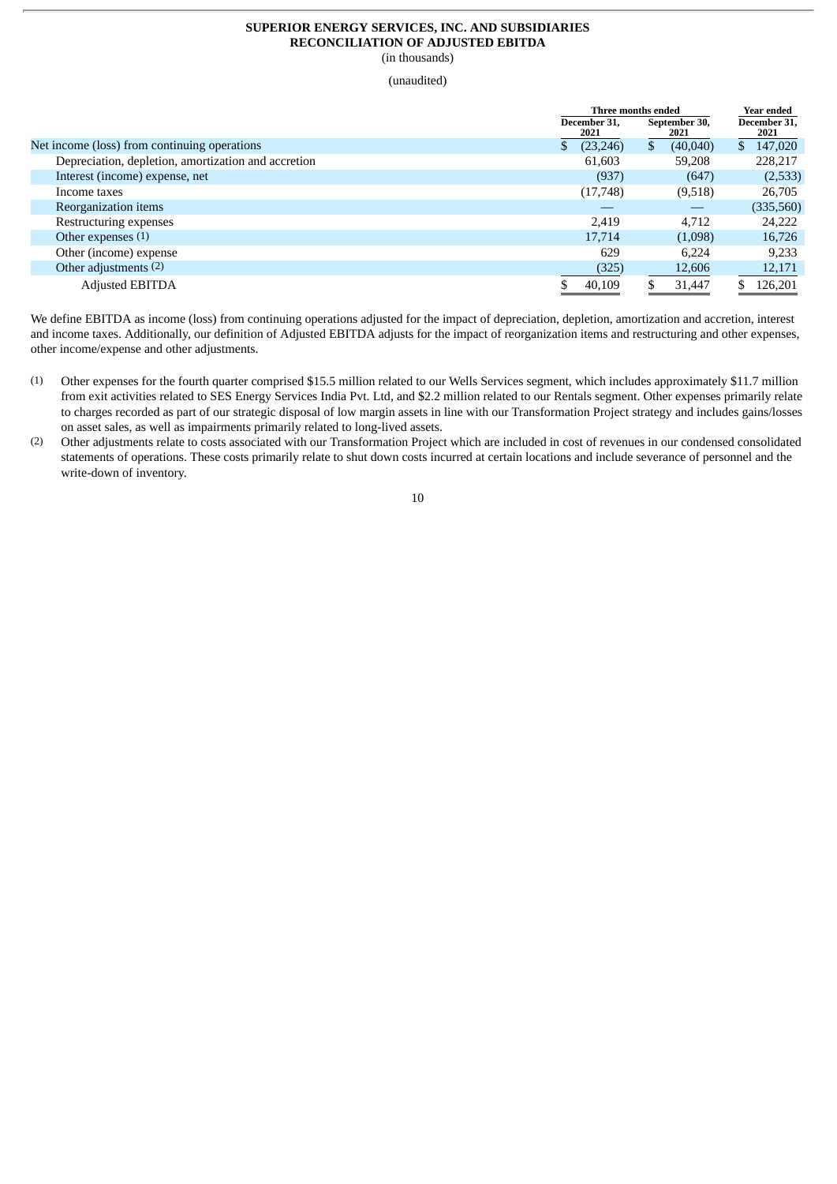# SUPERIOR ENERGY SERVICES, INC. AND SUBSIDIARIES
## RECONCILIATION OF ADJUSTED EBITDA

(in thousands)

(unaudited)

| | Three months ended | | Year ended |
|---|---|---|---|
| | December 31, 2021 | September 30, 2021 | December 31, 2021 |
| Net income (loss) from continuing operations | $ (23,246) | $ (40,040) | $ 147,020 |
| Depreciation, depletion, amortization and accretion | 61,603 | 59,208 | 228,217 |
| Interest (income) expense, net | (937) | (647) | (2,533) |
| Income taxes | (17,748) | (9,518) | 26,705 |
| Reorganization items | — | — | (335,560) |
| Restructuring expenses | 2,419 | 4,712 | 24,222 |
| Other expenses (1) | 17,714 | (1,098) | 16,726 |
| Other (income) expense | 629 | 6,224 | 9,233 |
| Other adjustments (2) | (325) | 12,606 | 12,171 |
| Adjusted EBITDA | $ 40,109 | $ 31,447 | $ 126,201 |

We define EBITDA as income (loss) from continuing operations adjusted for the impact of depreciation, depletion, amortization and accretion, interest and income taxes. Additionally, our definition of Adjusted EBITDA adjusts for the impact of reorganization items and restructuring and other expenses, other income/expense and other adjustments.

(1) Other expenses for the fourth quarter comprised $15.5 million related to our Wells Services segment, which includes approximately $11.7 million from exit activities related to SES Energy Services India Pvt. Ltd, and $2.2 million related to our Rentals segment. Other expenses primarily relate to charges recorded as part of our strategic disposal of low margin assets in line with our Transformation Project strategy and includes gains/losses on asset sales, as well as impairments primarily related to long-lived assets.

(2) Other adjustments relate to costs associated with our Transformation Project which are included in cost of revenues in our condensed consolidated statements of operations. These costs primarily relate to shut down costs incurred at certain locations and include severance of personnel and the write-down of inventory.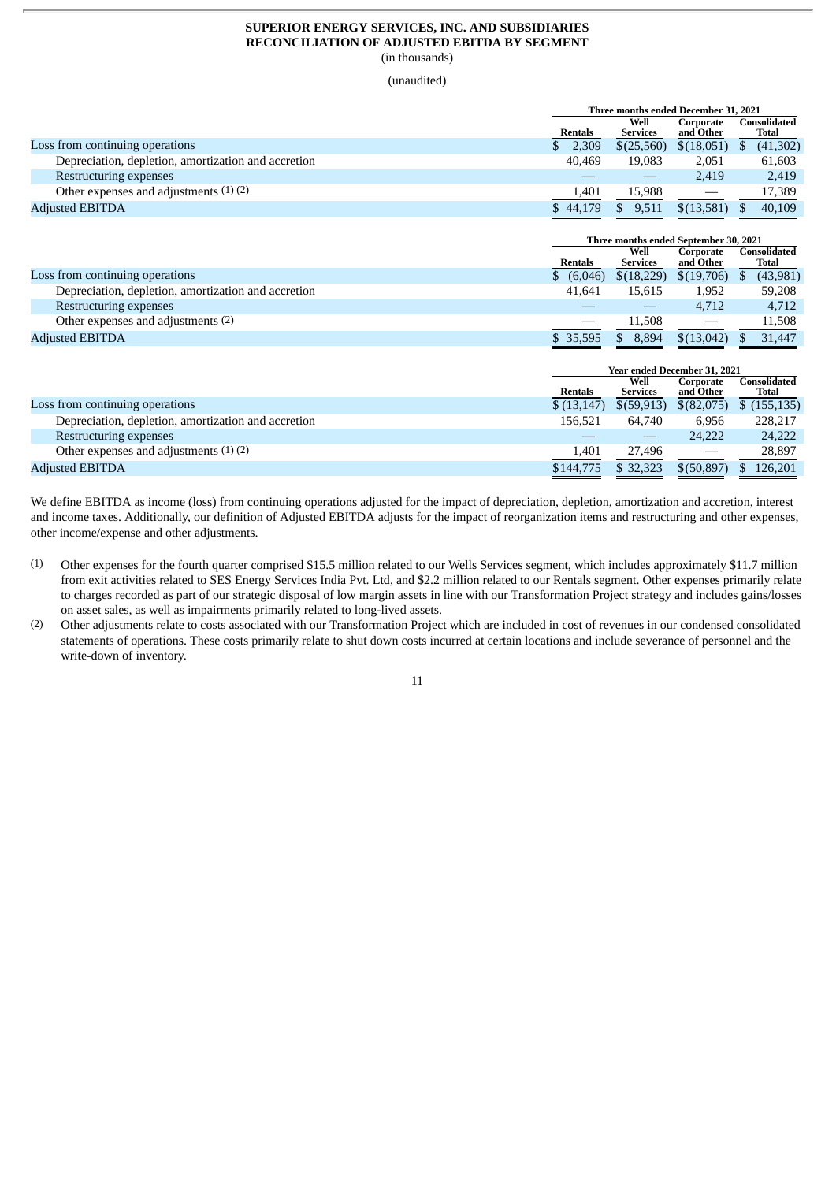**SUPERIOR ENERGY SERVICES, INC. AND SUBSIDIARIES**
**RECONCILIATION OF ADJUSTED EBITDA BY SEGMENT**
(in thousands)

(unaudited)

| | Three months ended December 31, 2021 | | | |
|---|---|---|---|---|
| | Rentals | Well Services | Corporate and Other | Consolidated Total |
| Loss from continuing operations | $ 2,309 | $(25,560) | $(18,051) | $ (41,302) |
| Depreciation, depletion, amortization and accretion | 40,469 | 19,083 | 2,051 | 61,603 |
| Restructuring expenses | — | — | 2,419 | 2,419 |
| Other expenses and adjustments (1) (2) | 1,401 | 15,988 | — | 17,389 |
| Adjusted EBITDA | $ 44,179 | $ 9,511 | $(13,581) | $ 40,109 |

| | Three months ended September 30, 2021 | | | |
|---|---|---|---|---|
| | Rentals | Well Services | Corporate and Other | Consolidated Total |
| Loss from continuing operations | $ (6,046) | $(18,229) | $(19,706) | $ (43,981) |
| Depreciation, depletion, amortization and accretion | 41,641 | 15,615 | 1,952 | 59,208 |
| Restructuring expenses | — | — | 4,712 | 4,712 |
| Other expenses and adjustments (2) | — | 11,508 | — | 11,508 |
| Adjusted EBITDA | $ 35,595 | $ 8,894 | $(13,042) | $ 31,447 |

| | Year ended December 31, 2021 | | | |
|---|---|---|---|---|
| | Rentals | Well Services | Corporate and Other | Consolidated Total |
| Loss from continuing operations | $ (13,147) | $(59,913) | $(82,075) | $ (155,135) |
| Depreciation, depletion, amortization and accretion | 156,521 | 64,740 | 6,956 | 228,217 |
| Restructuring expenses | — | — | 24,222 | 24,222 |
| Other expenses and adjustments (1) (2) | 1,401 | 27,496 | — | 28,897 |
| Adjusted EBITDA | $144,775 | $ 32,323 | $(50,897) | $ 126,201 |

We define EBITDA as income (loss) from continuing operations adjusted for the impact of depreciation, depletion, amortization and accretion, interest and income taxes. Additionally, our definition of Adjusted EBITDA adjusts for the impact of reorganization items and restructuring and other expenses, other income/expense and other adjustments.

(1) Other expenses for the fourth quarter comprised $15.5 million related to our Wells Services segment, which includes approximately $11.7 million from exit activities related to SES Energy Services India Pvt. Ltd, and $2.2 million related to our Rentals segment. Other expenses primarily relate to charges recorded as part of our strategic disposal of low margin assets in line with our Transformation Project strategy and includes gains/losses on asset sales, as well as impairments primarily related to long-lived assets.

(2) Other adjustments relate to costs associated with our Transformation Project which are included in cost of revenues in our condensed consolidated statements of operations. These costs primarily relate to shut down costs incurred at certain locations and include severance of personnel and the write-down of inventory.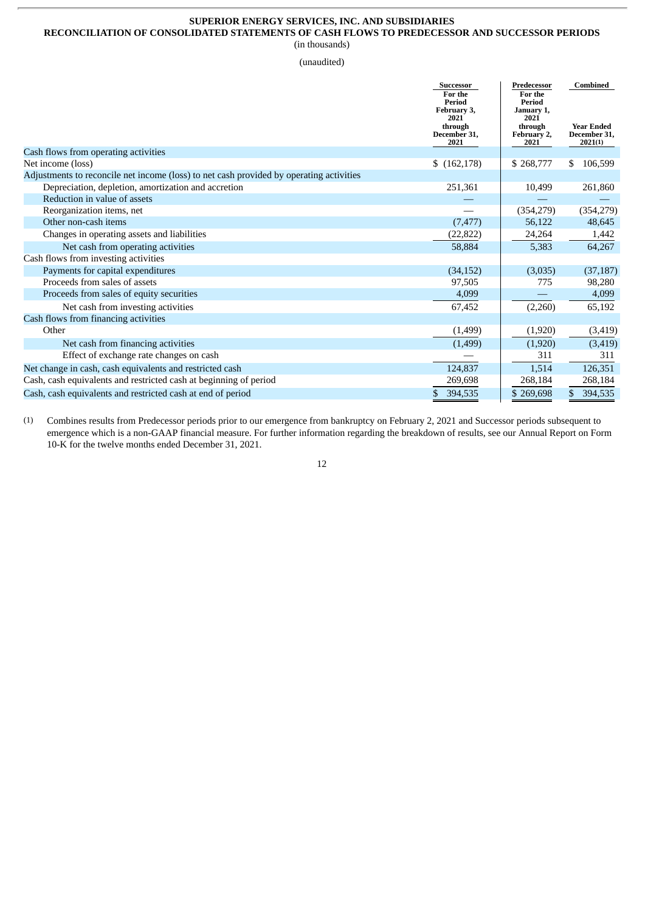**SUPERIOR ENERGY SERVICES, INC. AND SUBSIDIARIES**
**RECONCILIATION OF CONSOLIDATED STATEMENTS OF CASH FLOWS TO PREDECESSOR AND SUCCESSOR PERIODS**
(in thousands)

(unaudited)

| | Successor For the Period February 3, 2021 through December 31, 2021 | Predecessor For the Period January 1, 2021 through February 2, 2021 | Combined Year Ended December 31, 2021(1) |
|---|---|---|---|
| Cash flows from operating activities | | | |
| Net income (loss) | $ (162,178) | $ 268,777 | $ 106,599 |
| Adjustments to reconcile net income (loss) to net cash provided by operating activities | | | |
| Depreciation, depletion, amortization and accretion | 251,361 | 10,499 | 261,860 |
| Reduction in value of assets | — | — | — |
| Reorganization items, net | — | (354,279) | (354,279) |
| Other non-cash items | (7,477) | 56,122 | 48,645 |
| Changes in operating assets and liabilities | (22,822) | 24,264 | 1,442 |
| Net cash from operating activities | 58,884 | 5,383 | 64,267 |
| Cash flows from investing activities | | | |
| Payments for capital expenditures | (34,152) | (3,035) | (37,187) |
| Proceeds from sales of assets | 97,505 | 775 | 98,280 |
| Proceeds from sales of equity securities | 4,099 | — | 4,099 |
| Net cash from investing activities | 67,452 | (2,260) | 65,192 |
| Cash flows from financing activities | | | |
| Other | (1,499) | (1,920) | (3,419) |
| Net cash from financing activities | (1,499) | (1,920) | (3,419) |
| Effect of exchange rate changes on cash | — | 311 | 311 |
| Net change in cash, cash equivalents and restricted cash | 124,837 | 1,514 | 126,351 |
| Cash, cash equivalents and restricted cash at beginning of period | 269,698 | 268,184 | 268,184 |
| Cash, cash equivalents and restricted cash at end of period | $ 394,535 | $ 269,698 | $ 394,535 |

(1) Combines results from Predecessor periods prior to our emergence from bankruptcy on February 2, 2021 and Successor periods subsequent to emergence which is a non-GAAP financial measure. For further information regarding the breakdown of results, see our Annual Report on Form 10-K for the twelve months ended December 31, 2021.